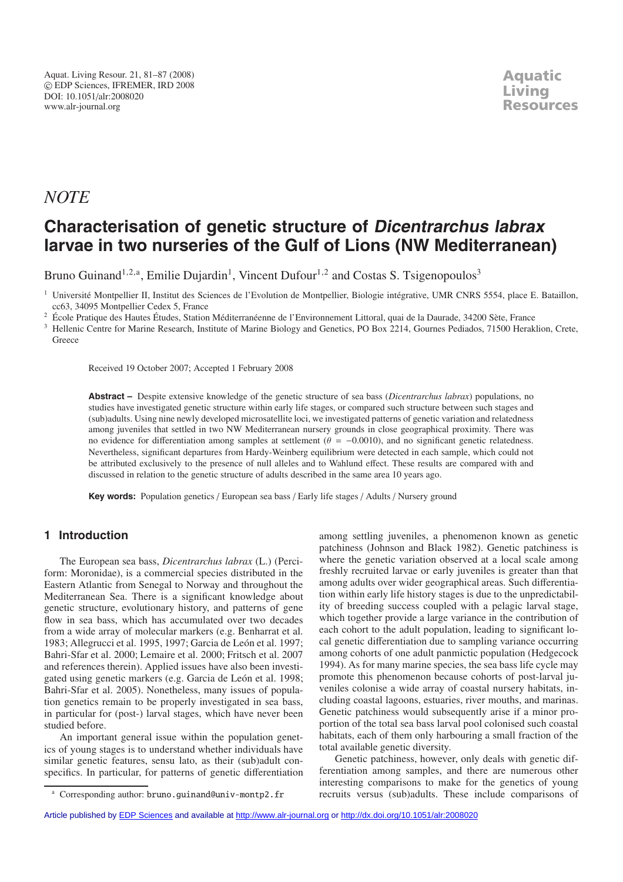*NOTE*

# Characterisation of genetic structure of *Dicentrarchus labrax* larvae in two nurseries of the Gulf of Lions (NW Mediterranean)

Bruno Guinand[1,2,a], Emilie Dujardin[1], Vincent Dufour[1,2] and Costas S. Tsigenopoulos[3]

[1] Université Montpellier II, Institut des Sciences de l'Evolution de Montpellier, Biologie intégrative, UMR CNRS 5554, place E. Bataillon, cc63, 34095 Montpellier Cedex 5, France

[2] École Pratique des Hautes Études, Station Méditerranéenne de l'Environnement Littoral, quai de la Daurade, 34200 Sète, France

[3] Hellenic Centre for Marine Research, Institute of Marine Biology and Genetics, PO Box 2214, Gournes Pediados, 71500 Heraklion, Crete, Greece

Received 19 October 2007; Accepted 1 February 2008

**Abstract –** Despite extensive knowledge of the genetic structure of sea bass (*Dicentrarchus labrax*) populations, no studies have investigated genetic structure within early life stages, or compared such structure between such stages and (sub)adults. Using nine newly developed microsatellite loci, we investigated patterns of genetic variation and relatedness among juveniles that settled in two NW Mediterranean nursery grounds in close geographical proximity. There was no evidence for differentiation among samples at settlement ($\theta = -0.0010$), and no significant genetic relatedness. Nevertheless, significant departures from Hardy-Weinberg equilibrium were detected in each sample, which could not be attributed exclusively to the presence of null alleles and to Wahlund effect. These results are compared with and discussed in relation to the genetic structure of adults described in the same area 10 years ago.

**Key words:** Population genetics / European sea bass / Early life stages / Adults / Nursery ground

## 1 Introduction

The European sea bass, *Dicentrarchus labrax* (L.) (Perciform: Moronidae), is a commercial species distributed in the Eastern Atlantic from Senegal to Norway and throughout the Mediterranean Sea. There is a significant knowledge about genetic structure, evolutionary history, and patterns of gene flow in sea bass, which has accumulated over two decades from a wide array of molecular markers (e.g. Benharrat et al. 1983; Allegrucci et al. 1995, 1997; Garcia de León et al. 1997; Bahri-Sfar et al. 2000; Lemaire et al. 2000; Fritsch et al. 2007 and references therein). Applied issues have also been investigated using genetic markers (e.g. Garcia de León et al. 1998; Bahri-Sfar et al. 2005). Nonetheless, many issues of population genetics remain to be properly investigated in sea bass, in particular for (post-) larval stages, which have never been studied before.

An important general issue within the population genetics of young stages is to understand whether individuals have similar genetic features, sensu lato, as their (sub)adult conspecifics. In particular, for patterns of genetic differentiation among settling juveniles, a phenomenon known as genetic patchiness (Johnson and Black 1982). Genetic patchiness is where the genetic variation observed at a local scale among freshly recruited larvae or early juveniles is greater than that among adults over wider geographical areas. Such differentiation within early life history stages is due to the unpredictability of breeding success coupled with a pelagic larval stage, which together provide a large variance in the contribution of each cohort to the adult population, leading to significant local genetic differentiation due to sampling variance occurring among cohorts of one adult panmictic population (Hedgecock 1994). As for many marine species, the sea bass life cycle may promote this phenomenon because cohorts of post-larval juveniles colonise a wide array of coastal nursery habitats, including coastal lagoons, estuaries, river mouths, and marinas. Genetic patchiness would subsequently arise if a minor proportion of the total sea bass larval pool colonised such coastal habitats, each of them only harbouring a small fraction of the total available genetic diversity.

Genetic patchiness, however, only deals with genetic differentiation among samples, and there are numerous other interesting comparisons to make for the genetics of young recruits versus (sub)adults. These include comparisons of

[a] Corresponding author: bruno.guinand@univ-montp2.fr

Article published by EDP Sciences and available at http://www.alr-journal.org or http://dx.doi.org/10.1051/alr:2008020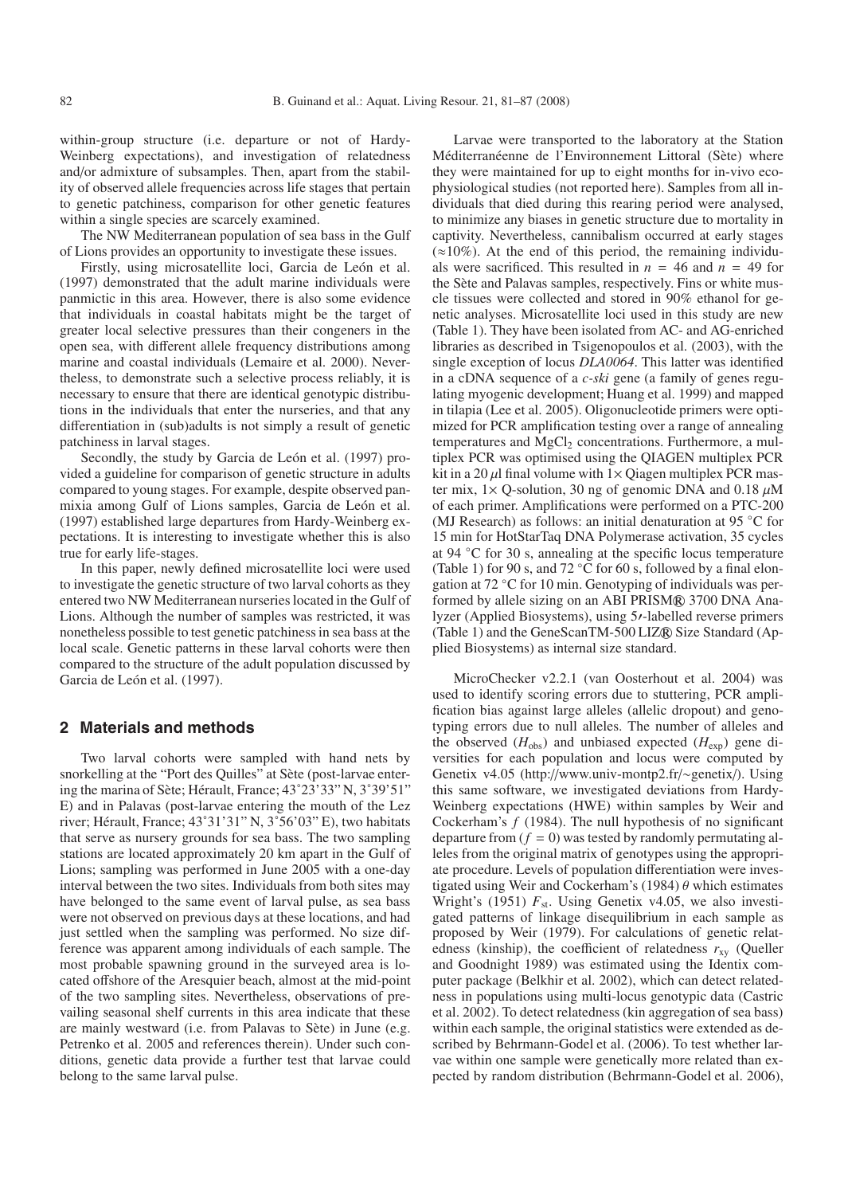within-group structure (i.e. departure or not of Hardy-Weinberg expectations), and investigation of relatedness and/or admixture of subsamples. Then, apart from the stability of observed allele frequencies across life stages that pertain to genetic patchiness, comparison for other genetic features within a single species are scarcely examined.

The NW Mediterranean population of sea bass in the Gulf of Lions provides an opportunity to investigate these issues.

Firstly, using microsatellite loci, Garcia de León et al. (1997) demonstrated that the adult marine individuals were panmictic in this area. However, there is also some evidence that individuals in coastal habitats might be the target of greater local selective pressures than their congeners in the open sea, with different allele frequency distributions among marine and coastal individuals (Lemaire et al. 2000). Nevertheless, to demonstrate such a selective process reliably, it is necessary to ensure that there are identical genotypic distributions in the individuals that enter the nurseries, and that any differentiation in (sub)adults is not simply a result of genetic patchiness in larval stages.

Secondly, the study by Garcia de León et al. (1997) provided a guideline for comparison of genetic structure in adults compared to young stages. For example, despite observed panmixia among Gulf of Lions samples, Garcia de León et al. (1997) established large departures from Hardy-Weinberg expectations. It is interesting to investigate whether this is also true for early life-stages.

In this paper, newly defined microsatellite loci were used to investigate the genetic structure of two larval cohorts as they entered two NW Mediterranean nurseries located in the Gulf of Lions. Although the number of samples was restricted, it was nonetheless possible to test genetic patchiness in sea bass at the local scale. Genetic patterns in these larval cohorts were then compared to the structure of the adult population discussed by Garcia de León et al. (1997).

## 2 Materials and methods

Two larval cohorts were sampled with hand nets by snorkelling at the "Port des Quilles" at Sète (post-larvae entering the marina of Sète; Hérault, France; 43˚23'33" N, 3˚39'51" E) and in Palavas (post-larvae entering the mouth of the Lez river; Hérault, France; 43˚31'31" N, 3˚56'03" E), two habitats that serve as nursery grounds for sea bass. The two sampling stations are located approximately 20 km apart in the Gulf of Lions; sampling was performed in June 2005 with a one-day interval between the two sites. Individuals from both sites may have belonged to the same event of larval pulse, as sea bass were not observed on previous days at these locations, and had just settled when the sampling was performed. No size difference was apparent among individuals of each sample. The most probable spawning ground in the surveyed area is located offshore of the Aresquier beach, almost at the mid-point of the two sampling sites. Nevertheless, observations of prevailing seasonal shelf currents in this area indicate that these are mainly westward (i.e. from Palavas to Sète) in June (e.g. Petrenko et al. 2005 and references therein). Under such conditions, genetic data provide a further test that larvae could belong to the same larval pulse.

Larvae were transported to the laboratory at the Station Méditerranéenne de l'Environnement Littoral (Sète) where they were maintained for up to eight months for in-vivo ecophysiological studies (not reported here). Samples from all individuals that died during this rearing period were analysed, to minimize any biases in genetic structure due to mortality in captivity. Nevertheless, cannibalism occurred at early stages (≈10%). At the end of this period, the remaining individuals were sacrificed. This resulted in $n = 46$ and $n = 49$ for the Sète and Palavas samples, respectively. Fins or white muscle tissues were collected and stored in 90% ethanol for genetic analyses. Microsatellite loci used in this study are new (Table 1). They have been isolated from AC- and AG-enriched libraries as described in Tsigenopoulos et al. (2003), with the single exception of locus *DLA0064*. This latter was identified in a cDNA sequence of a *c-ski* gene (a family of genes regulating myogenic development; Huang et al. 1999) and mapped in tilapia (Lee et al. 2005). Oligonucleotide primers were optimized for PCR amplification testing over a range of annealing temperatures and $MgCl_2$ concentrations. Furthermore, a multiplex PCR was optimised using the QIAGEN multiplex PCR kit in a 20 $\mu$l final volume with 1× Qiagen multiplex PCR master mix, 1× Q-solution, 30 ng of genomic DNA and 0.18 $\mu$M of each primer. Amplifications were performed on a PTC-200 (MJ Research) as follows: an initial denaturation at 95 °C for 15 min for HotStarTaq DNA Polymerase activation, 35 cycles at 94 °C for 30 s, annealing at the specific locus temperature (Table 1) for 90 s, and 72 °C for 60 s, followed by a final elongation at 72 °C for 10 min. Genotyping of individuals was performed by allele sizing on an ABI PRISM® 3700 DNA Analyzer (Applied Biosystems), using 5′-labelled reverse primers (Table 1) and the GeneScanTM-500 LIZ® Size Standard (Applied Biosystems) as internal size standard.

MicroChecker v2.2.1 (van Oosterhout et al. 2004) was used to identify scoring errors due to stuttering, PCR amplification bias against large alleles (allelic dropout) and genotyping errors due to null alleles. The number of alleles and the observed ($H_{obs}$) and unbiased expected ($H_{exp}$) gene diversities for each population and locus were computed by Genetix v4.05 (http://www.univ-montp2.fr/~genetix/). Using this same software, we investigated deviations from Hardy-Weinberg expectations (HWE) within samples by Weir and Cockerham's $f$ (1984). The null hypothesis of no significant departure from ($f = 0$) was tested by randomly permutating alleles from the original matrix of genotypes using the appropriate procedure. Levels of population differentiation were investigated using Weir and Cockerham's (1984) $\theta$ which estimates Wright's (1951) $F_{st}$. Using Genetix v4.05, we also investigated patterns of linkage disequilibrium in each sample as proposed by Weir (1979). For calculations of genetic relatedness (kinship), the coefficient of relatedness $r_{xy}$ (Queller and Goodnight 1989) was estimated using the Identix computer package (Belkhir et al. 2002), which can detect relatedness in populations using multi-locus genotypic data (Castric et al. 2002). To detect relatedness (kin aggregation of sea bass) within each sample, the original statistics were extended as described by Behrmann-Godel et al. (2006). To test whether larvae within one sample were genetically more related than expected by random distribution (Behrmann-Godel et al. 2006),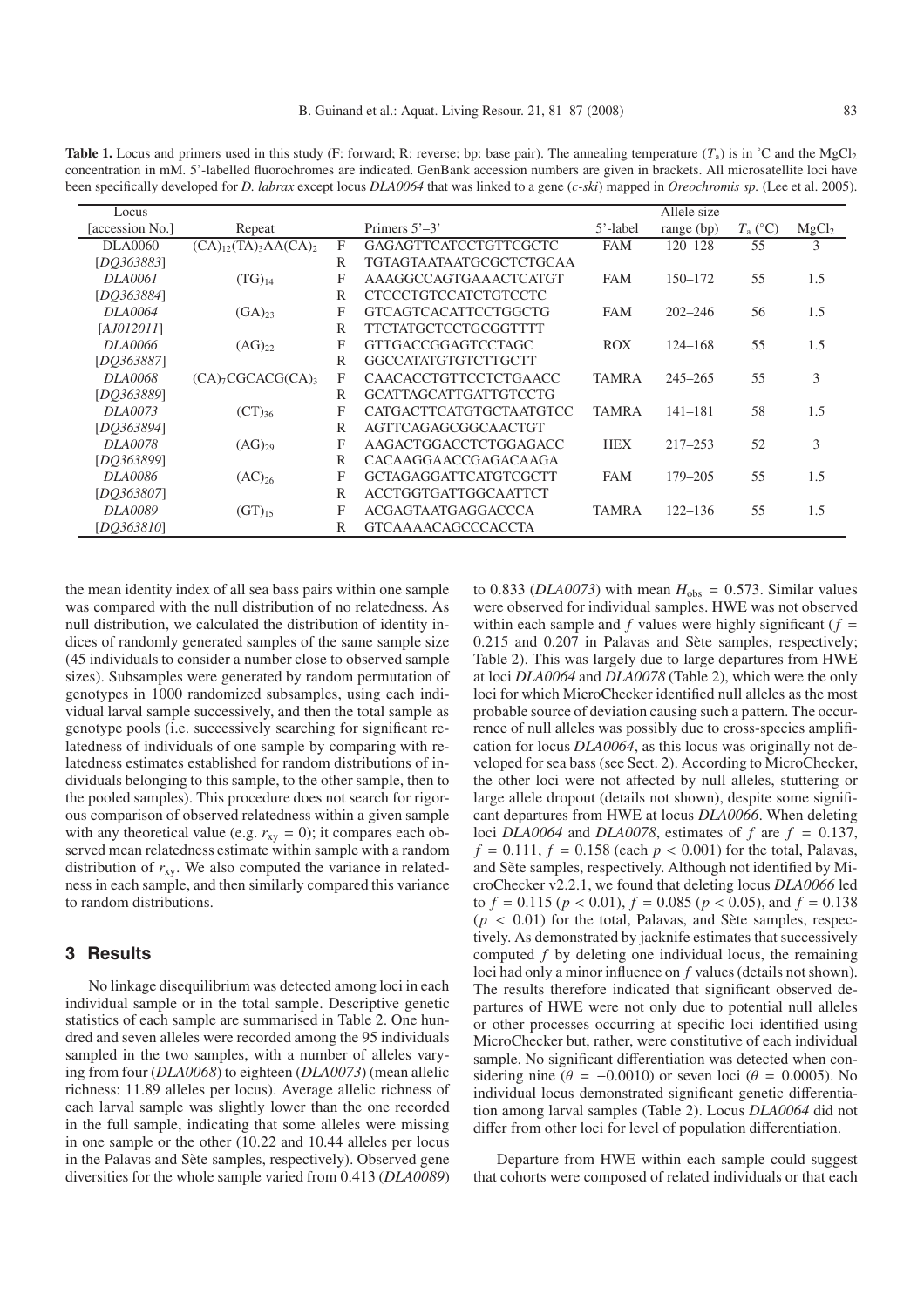**Table 1.** Locus and primers used in this study (F: forward; R: reverse; bp: base pair). The annealing temperature ($T_a$) is in °C and the $MgCl_2$ concentration in mM. 5'-labelled fluorochromes are indicated. GenBank accession numbers are given in brackets. All microsatellite loci have been specifically developed for *D. labrax* except locus *DLA0064* that was linked to a gene (*c-ski*) mapped in *Oreochromis sp.* (Lee et al. 2005).

| Locus [accession No.] | Repeat | | Primers 5'–3' | 5'-label | Allele size range (bp) | $T_a$ (°C) | $MgCl_2$ |
|---|---|---|---|---|---|---|---|
| DLA0060 | $(CA)_{12}(TA)_3AA(CA)_2$ | F | GAGAGTTCATCCTGTTCGCTC | FAM | 120–128 | 55 | 3 |
| [*DQ363883*] | | R | TGTAGTAATAATGCGCTCTGCAA | | | | |
| *DLA0061* | $(TG)_{14}$ | F | AAAGGCCAGTGAAACTCATGT | FAM | 150–172 | 55 | 1.5 |
| [*DQ363884*] | | R | CTCCCTGTCCATCTGTCCTC | | | | |
| *DLA0064* | $(GA)_{23}$ | F | GTCAGTCACATTCCTGGCTG | FAM | 202–246 | 56 | 1.5 |
| [*AJ012011*] | | R | TTCTATGCTCCTGCGGTTTT | | | | |
| *DLA0066* | $(AG)_{22}$ | F | GTTGACCGGAGTCCTAGC | ROX | 124–168 | 55 | 1.5 |
| [*DQ363887*] | | R | GGCCATATGTGTCTTGCTT | | | | |
| *DLA0068* | $(CA)_7CGCACG(CA)_3$ | F | CAACACCTGTTCCTCTGAACC | TAMRA | 245–265 | 55 | 3 |
| [*DQ363889*] | | R | GCATTAGCATTGATTGTCCTG | | | | |
| *DLA0073* | $(CT)_{36}$ | F | CATGACTTCATGTGCTAATGTCC | TAMRA | 141–181 | 58 | 1.5 |
| [*DQ363894*] | | R | AGTTCAGAGCGGCAACTGT | | | | |
| *DLA0078* | $(AG)_{29}$ | F | AAGACTGGACCTCTGGAGACC | HEX | 217–253 | 52 | 3 |
| [*DQ363899*] | | R | CACAAGGAACCGAGACAAGA | | | | |
| *DLA0086* | $(AC)_{26}$ | F | GCTAGAGGATTCATGTCGCTT | FAM | 179–205 | 55 | 1.5 |
| [*DQ363807*] | | R | ACCTGGTGATTGGCAATTCT | | | | |
| *DLA0089* | $(GT)_{15}$ | F | ACGAGTAATGAGGACCCA | TAMRA | 122–136 | 55 | 1.5 |
| [*DQ363810*] | | R | GTCAAAACAGCCCACCTA | | | | |

the mean identity index of all sea bass pairs within one sample was compared with the null distribution of no relatedness. As null distribution, we calculated the distribution of identity indices of randomly generated samples of the same sample size (45 individuals to consider a number close to observed sample sizes). Subsamples were generated by random permutation of genotypes in 1000 randomized subsamples, using each individual larval sample successively, and then the total sample as genotype pools (i.e. successively searching for significant relatedness of individuals of one sample by comparing with relatedness estimates established for random distributions of individuals belonging to this sample, to the other sample, then to the pooled samples). This procedure does not search for rigorous comparison of observed relatedness within a given sample with any theoretical value (e.g. $r_{xy} = 0$); it compares each observed mean relatedness estimate within sample with a random distribution of $r_{xy}$. We also computed the variance in relatedness in each sample, and then similarly compared this variance to random distributions.

## 3 Results

No linkage disequilibrium was detected among loci in each individual sample or in the total sample. Descriptive genetic statistics of each sample are summarised in Table 2. One hundred and seven alleles were recorded among the 95 individuals sampled in the two samples, with a number of alleles varying from four (*DLA0068*) to eighteen (*DLA0073*) (mean allelic richness: 11.89 alleles per locus). Average allelic richness of each larval sample was slightly lower than the one recorded in the full sample, indicating that some alleles were missing in one sample or the other (10.22 and 10.44 alleles per locus in the Palavas and Sète samples, respectively). Observed gene diversities for the whole sample varied from 0.413 (*DLA0089*) to 0.833 (*DLA0073*) with mean $H_{obs} = 0.573$. Similar values were observed for individual samples. HWE was not observed within each sample and $f$ values were highly significant ($f$ = 0.215 and 0.207 in Palavas and Sète samples, respectively; Table 2). This was largely due to large departures from HWE at loci *DLA0064* and *DLA0078* (Table 2), which were the only loci for which MicroChecker identified null alleles as the most probable source of deviation causing such a pattern. The occurrence of null alleles was possibly due to cross-species amplification for locus *DLA0064*, as this locus was originally not developed for sea bass (see Sect. 2). According to MicroChecker, the other loci were not affected by null alleles, stuttering or large allele dropout (details not shown), despite some significant departures from HWE at locus *DLA0066*. When deleting loci *DLA0064* and *DLA0078*, estimates of $f$ are $f = 0.137$, $f = 0.111$, $f = 0.158$ (each $p < 0.001$) for the total, Palavas, and Sète samples, respectively. Although not identified by MicroChecker v2.2.1, we found that deleting locus *DLA0066* led to $f = 0.115$ ($p < 0.01$), $f = 0.085$ ($p < 0.05$), and $f = 0.138$ ($p < 0.01$) for the total, Palavas, and Sète samples, respectively. As demonstrated by jacknife estimates that successively computed $f$ by deleting one individual locus, the remaining loci had only a minor influence on $f$ values (details not shown). The results therefore indicated that significant observed departures of HWE were not only due to potential null alleles or other processes occurring at specific loci identified using MicroChecker but, rather, were constitutive of each individual sample. No significant differentiation was detected when considering nine ($\theta = -0.0010$) or seven loci ($\theta = 0.0005$). No individual locus demonstrated significant genetic differentiation among larval samples (Table 2). Locus *DLA0064* did not differ from other loci for level of population differentiation.

Departure from HWE within each sample could suggest that cohorts were composed of related individuals or that each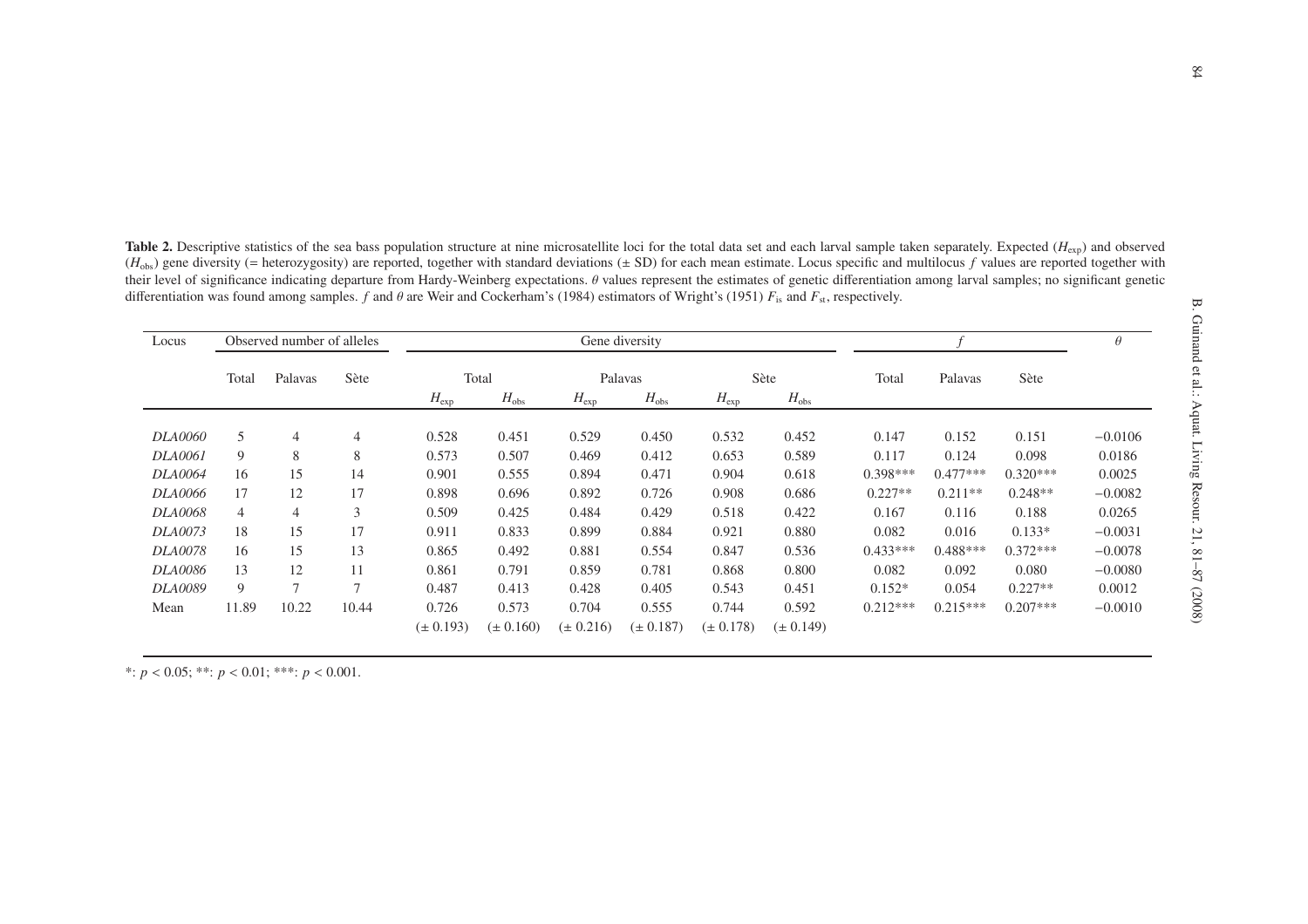**Table 2.** Descriptive statistics of the sea bass population structure at nine microsatellite loci for the total data set and each larval sample taken separately. Expected ($H_{exp}$) and observed ($H_{obs}$) gene diversity (= heterozygosity) are reported, together with standard deviations (± SD) for each mean estimate. Locus specific and multilocus $f$ values are reported together with their level of significance indicating departure from Hardy-Weinberg expectations. $\theta$ values represent the estimates of genetic differentiation among larval samples; no significant genetic differentiation was found among samples. $f$ and $\theta$ are Weir and Cockerham's (1984) estimators of Wright's (1951) $F_{is}$ and $F_{st}$, respectively.

| Locus | Observed number of alleles | | | Gene diversity | | | | | | $f$ | | | $\theta$ |
|---|---|---|---|---|---|---|---|---|---|---|---|---|---|
| | Total | Palavas | Sète | Total | | Palavas | | Sète | | Total | Palavas | Sète | |
| | | | | $H_{exp}$ | $H_{obs}$ | $H_{exp}$ | $H_{obs}$ | $H_{exp}$ | $H_{obs}$ | | | | |
| *DLA0060* | 5 | 4 | 4 | 0.528 | 0.451 | 0.529 | 0.450 | 0.532 | 0.452 | 0.147 | 0.152 | 0.151 | −0.0106 |
| *DLA0061* | 9 | 8 | 8 | 0.573 | 0.507 | 0.469 | 0.412 | 0.653 | 0.589 | 0.117 | 0.124 | 0.098 | 0.0186 |
| *DLA0064* | 16 | 15 | 14 | 0.901 | 0.555 | 0.894 | 0.471 | 0.904 | 0.618 | 0.398*** | 0.477*** | 0.320*** | 0.0025 |
| *DLA0066* | 17 | 12 | 17 | 0.898 | 0.696 | 0.892 | 0.726 | 0.908 | 0.686 | 0.227** | 0.211** | 0.248** | −0.0082 |
| *DLA0068* | 4 | 4 | 3 | 0.509 | 0.425 | 0.484 | 0.429 | 0.518 | 0.422 | 0.167 | 0.116 | 0.188 | 0.0265 |
| *DLA0073* | 18 | 15 | 17 | 0.911 | 0.833 | 0.899 | 0.884 | 0.921 | 0.880 | 0.082 | 0.016 | 0.133* | −0.0031 |
| *DLA0078* | 16 | 15 | 13 | 0.865 | 0.492 | 0.881 | 0.554 | 0.847 | 0.536 | 0.433*** | 0.488*** | 0.372*** | −0.0078 |
| *DLA0086* | 13 | 12 | 11 | 0.861 | 0.791 | 0.859 | 0.781 | 0.868 | 0.800 | 0.082 | 0.092 | 0.080 | −0.0080 |
| *DLA0089* | 9 | 7 | 7 | 0.487 | 0.413 | 0.428 | 0.405 | 0.543 | 0.451 | 0.152* | 0.054 | 0.227** | 0.0012 |
| Mean | 11.89 | 10.22 | 10.44 | 0.726 (± 0.193) | 0.573 (± 0.160) | 0.704 (± 0.216) | 0.555 (± 0.187) | 0.744 (± 0.178) | 0.592 (± 0.149) | 0.212*** | 0.215*** | 0.207*** | −0.0010 |

*: $p < 0.05$; **: $p < 0.01$; ***: $p < 0.001$.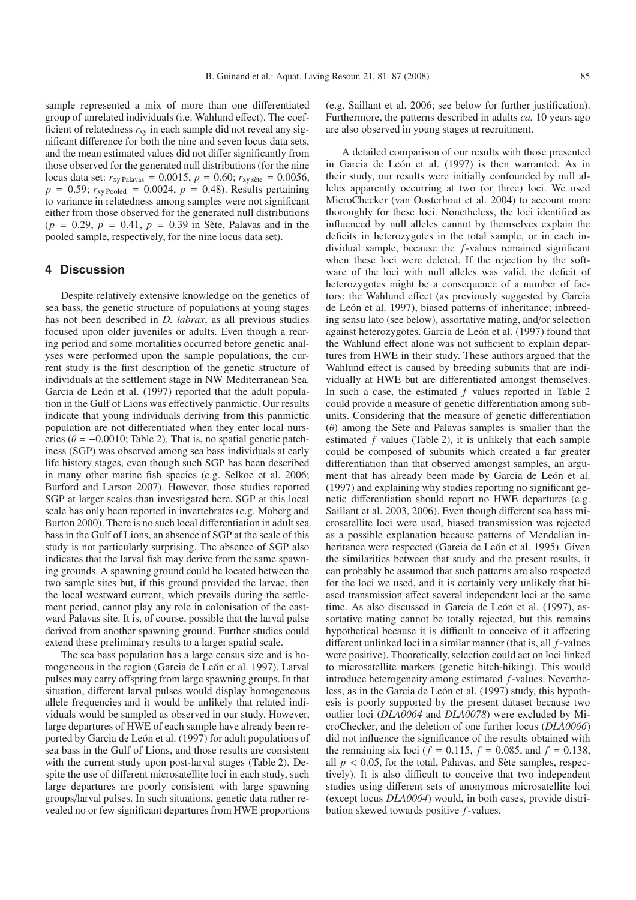sample represented a mix of more than one differentiated group of unrelated individuals (i.e. Wahlund effect). The coefficient of relatedness $r_{xy}$ in each sample did not reveal any significant difference for both the nine and seven locus data sets, and the mean estimated values did not differ significantly from those observed for the generated null distributions (for the nine locus data set: $r_{xy\,\text{Palavas}} = 0.0015$, $p = 0.60$; $r_{xy\,\text{sète}} = 0.0056$, $p = 0.59$; $r_{xy\,\text{Pooled}} = 0.0024$, $p = 0.48$). Results pertaining to variance in relatedness among samples were not significant either from those observed for the generated null distributions ($p = 0.29$, $p = 0.41$, $p = 0.39$ in Sète, Palavas and in the pooled sample, respectively, for the nine locus data set).

## 4 Discussion

Despite relatively extensive knowledge on the genetics of sea bass, the genetic structure of populations at young stages has not been described in *D. labrax*, as all previous studies focused upon older juveniles or adults. Even though a rearing period and some mortalities occurred before genetic analyses were performed upon the sample populations, the current study is the first description of the genetic structure of individuals at the settlement stage in NW Mediterranean Sea. Garcia de León et al. (1997) reported that the adult population in the Gulf of Lions was effectively panmictic. Our results indicate that young individuals deriving from this panmictic population are not differentiated when they enter local nurseries ($\theta = -0.0010$; Table 2). That is, no spatial genetic patchiness (SGP) was observed among sea bass individuals at early life history stages, even though such SGP has been described in many other marine fish species (e.g. Selkoe et al. 2006; Burford and Larson 2007). However, those studies reported SGP at larger scales than investigated here. SGP at this local scale has only been reported in invertebrates (e.g. Moberg and Burton 2000). There is no such local differentiation in adult sea bass in the Gulf of Lions, an absence of SGP at the scale of this study is not particularly surprising. The absence of SGP also indicates that the larval fish may derive from the same spawning grounds. A spawning ground could be located between the two sample sites but, if this ground provided the larvae, then the local westward current, which prevails during the settlement period, cannot play any role in colonisation of the eastward Palavas site. It is, of course, possible that the larval pulse derived from another spawning ground. Further studies could extend these preliminary results to a larger spatial scale.

The sea bass population has a large census size and is homogeneous in the region (Garcia de León et al. 1997). Larval pulses may carry offspring from large spawning groups. In that situation, different larval pulses would display homogeneous allele frequencies and it would be unlikely that related individuals would be sampled as observed in our study. However, large departures of HWE of each sample have already been reported by Garcia de León et al. (1997) for adult populations of sea bass in the Gulf of Lions, and those results are consistent with the current study upon post-larval stages (Table 2). Despite the use of different microsatellite loci in each study, such large departures are poorly consistent with large spawning groups/larval pulses. In such situations, genetic data rather revealed no or few significant departures from HWE proportions (e.g. Saillant et al. 2006; see below for further justification). Furthermore, the patterns described in adults *ca.* 10 years ago are also observed in young stages at recruitment.

A detailed comparison of our results with those presented in Garcia de León et al. (1997) is then warranted. As in their study, our results were initially confounded by null alleles apparently occurring at two (or three) loci. We used MicroChecker (van Oosterhout et al. 2004) to account more thoroughly for these loci. Nonetheless, the loci identified as influenced by null alleles cannot by themselves explain the deficits in heterozygotes in the total sample, or in each individual sample, because the $f$-values remained significant when these loci were deleted. If the rejection by the software of the loci with null alleles was valid, the deficit of heterozygotes might be a consequence of a number of factors: the Wahlund effect (as previously suggested by Garcia de León et al. 1997), biased patterns of inheritance; inbreeding sensu lato (see below), assortative mating, and/or selection against heterozygotes. Garcia de León et al. (1997) found that the Wahlund effect alone was not sufficient to explain departures from HWE in their study. These authors argued that the Wahlund effect is caused by breeding subunits that are individually at HWE but are differentiated amongst themselves. In such a case, the estimated $f$ values reported in Table 2 could provide a measure of genetic differentiation among subunits. Considering that the measure of genetic differentiation ($\theta$) among the Sète and Palavas samples is smaller than the estimated $f$ values (Table 2), it is unlikely that each sample could be composed of subunits which created a far greater differentiation than that observed amongst samples, an argument that has already been made by Garcia de León et al. (1997) and explaining why studies reporting no significant genetic differentiation should report no HWE departures (e.g. Saillant et al. 2003, 2006). Even though different sea bass microsatellite loci were used, biased transmission was rejected as a possible explanation because patterns of Mendelian inheritance were respected (Garcia de León et al. 1995). Given the similarities between that study and the present results, it can probably be assumed that such patterns are also respected for the loci we used, and it is certainly very unlikely that biased transmission affect several independent loci at the same time. As also discussed in Garcia de León et al. (1997), assortative mating cannot be totally rejected, but this remains hypothetical because it is difficult to conceive of it affecting different unlinked loci in a similar manner (that is, all $f$-values were positive). Theoretically, selection could act on loci linked to microsatellite markers (genetic hitch-hiking). This would introduce heterogeneity among estimated $f$-values. Nevertheless, as in the Garcia de León et al. (1997) study, this hypothesis is poorly supported by the present dataset because two outlier loci (*DLA0064* and *DLA0078*) were excluded by MicroChecker, and the deletion of one further locus (*DLA0066*) did not influence the significance of the results obtained with the remaining six loci ($f = 0.115$, $f = 0.085$, and $f = 0.138$, all $p < 0.05$, for the total, Palavas, and Sète samples, respectively). It is also difficult to conceive that two independent studies using different sets of anonymous microsatellite loci (except locus *DLA0064*) would, in both cases, provide distribution skewed towards positive $f$-values.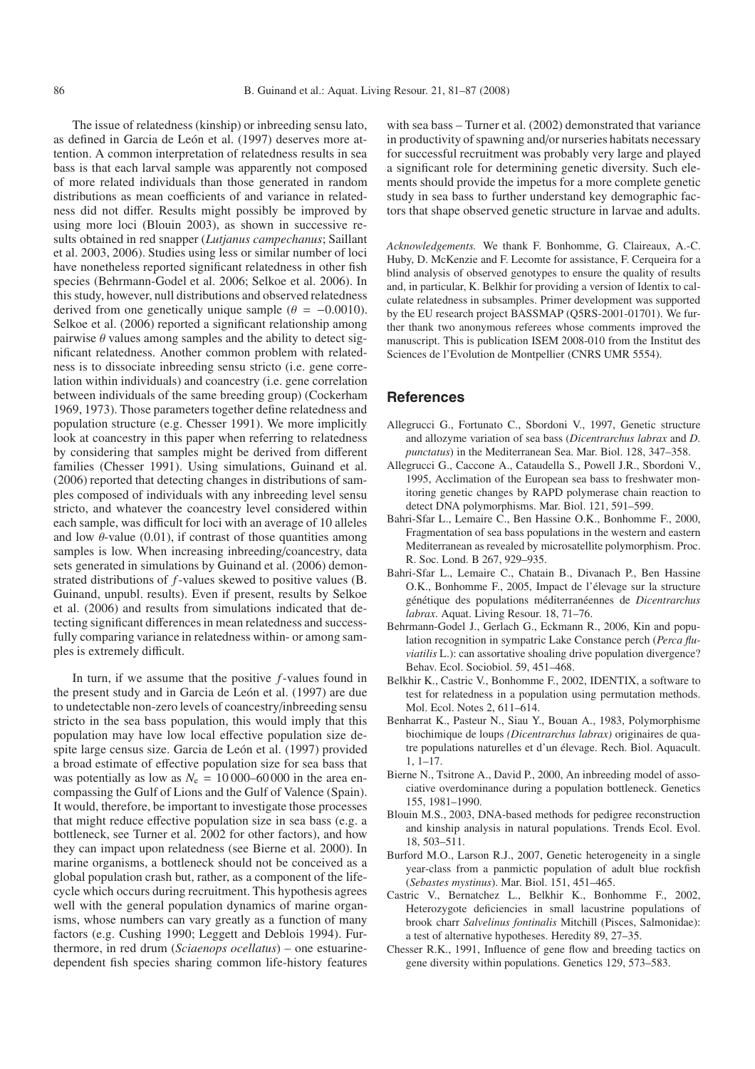The issue of relatedness (kinship) or inbreeding sensu lato, as defined in Garcia de León et al. (1997) deserves more attention. A common interpretation of relatedness results in sea bass is that each larval sample was apparently not composed of more related individuals than those generated in random distributions as mean coefficients of and variance in relatedness did not differ. Results might possibly be improved by using more loci (Blouin 2003), as shown in successive results obtained in red snapper (*Lutjanus campechanus*; Saillant et al. 2003, 2006). Studies using less or similar number of loci have nonetheless reported significant relatedness in other fish species (Behrmann-Godel et al. 2006; Selkoe et al. 2006). In this study, however, null distributions and observed relatedness derived from one genetically unique sample ($\theta = -0.0010$). Selkoe et al. (2006) reported a significant relationship among pairwise $\theta$ values among samples and the ability to detect significant relatedness. Another common problem with relatedness is to dissociate inbreeding sensu stricto (i.e. gene correlation within individuals) and coancestry (i.e. gene correlation between individuals of the same breeding group) (Cockerham 1969, 1973). Those parameters together define relatedness and population structure (e.g. Chesser 1991). We more implicitly look at coancestry in this paper when referring to relatedness by considering that samples might be derived from different families (Chesser 1991). Using simulations, Guinand et al. (2006) reported that detecting changes in distributions of samples composed of individuals with any inbreeding level sensu stricto, and whatever the coancestry level considered within each sample, was difficult for loci with an average of 10 alleles and low $\theta$-value (0.01), if contrast of those quantities among samples is low. When increasing inbreeding/coancestry, data sets generated in simulations by Guinand et al. (2006) demonstrated distributions of $f$-values skewed to positive values (B. Guinand, unpubl. results). Even if present, results by Selkoe et al. (2006) and results from simulations indicated that detecting significant differences in mean relatedness and successfully comparing variance in relatedness within- or among samples is extremely difficult.

In turn, if we assume that the positive $f$-values found in the present study and in Garcia de León et al. (1997) are due to undetectable non-zero levels of coancestry/inbreeding sensu stricto in the sea bass population, this would imply that this population may have low local effective population size despite large census size. Garcia de León et al. (1997) provided a broad estimate of effective population size for sea bass that was potentially as low as $N_e = 10\,000$–$60\,000$ in the area encompassing the Gulf of Lions and the Gulf of Valence (Spain). It would, therefore, be important to investigate those processes that might reduce effective population size in sea bass (e.g. a bottleneck, see Turner et al. 2002 for other factors), and how they can impact upon relatedness (see Bierne et al. 2000). In marine organisms, a bottleneck should not be conceived as a global population crash but, rather, as a component of the life-cycle which occurs during recruitment. This hypothesis agrees well with the general population dynamics of marine organisms, whose numbers can vary greatly as a function of many factors (e.g. Cushing 1990; Leggett and Deblois 1994). Furthermore, in red drum (*Sciaenops ocellatus*) – one estuarine-dependent fish species sharing common life-history features with sea bass – Turner et al. (2002) demonstrated that variance in productivity of spawning and/or nurseries habitats necessary for successful recruitment was probably very large and played a significant role for determining genetic diversity. Such elements should provide the impetus for a more complete genetic study in sea bass to further understand key demographic factors that shape observed genetic structure in larvae and adults.

*Acknowledgements.* We thank F. Bonhomme, G. Claireaux, A.-C. Huby, D. McKenzie and F. Lecomte for assistance, F. Cerqueira for a blind analysis of observed genotypes to ensure the quality of results and, in particular, K. Belkhir for providing a version of Identix to calculate relatedness in subsamples. Primer development was supported by the EU research project BASSMAP (Q5RS-2001-01701). We further thank two anonymous referees whose comments improved the manuscript. This is publication ISEM 2008-010 from the Institut des Sciences de l'Evolution de Montpellier (CNRS UMR 5554).

## References

Allegrucci G., Fortunato C., Sbordoni V., 1997, Genetic structure and allozyme variation of sea bass (*Dicentrarchus labrax* and *D. punctatus*) in the Mediterranean Sea. Mar. Biol. 128, 347–358.

Allegrucci G., Caccone A., Cataudella S., Powell J.R., Sbordoni V., 1995, Acclimation of the European sea bass to freshwater monitoring genetic changes by RAPD polymerase chain reaction to detect DNA polymorphisms. Mar. Biol. 121, 591–599.

Bahri-Sfar L., Lemaire C., Ben Hassine O.K., Bonhomme F., 2000, Fragmentation of sea bass populations in the western and eastern Mediterranean as revealed by microsatellite polymorphism. Proc. R. Soc. Lond. B 267, 929–935.

Bahri-Sfar L., Lemaire C., Chatain B., Divanach P., Ben Hassine O.K., Bonhomme F., 2005, Impact de l'élevage sur la structure génétique des populations méditerranéennes de *Dicentrarchus labrax*. Aquat. Living Resour. 18, 71–76.

Behrmann-Godel J., Gerlach G., Eckmann R., 2006, Kin and population recognition in sympatric Lake Constance perch (*Perca fluviatilis* L.): can assortative shoaling drive population divergence? Behav. Ecol. Sociobiol. 59, 451–468.

Belkhir K., Castric V., Bonhomme F., 2002, IDENTIX, a software to test for relatedness in a population using permutation methods. Mol. Ecol. Notes 2, 611–614.

Benharrat K., Pasteur N., Siau Y., Bouan A., 1983, Polymorphisme biochimique de loups *(Dicentrarchus labrax)* originaires de quatre populations naturelles et d'un élevage. Rech. Biol. Aquacult. 1, 1–17.

Bierne N., Tsitrone A., David P., 2000, An inbreeding model of associative overdominance during a population bottleneck. Genetics 155, 1981–1990.

Blouin M.S., 2003, DNA-based methods for pedigree reconstruction and kinship analysis in natural populations. Trends Ecol. Evol. 18, 503–511.

Burford M.O., Larson R.J., 2007, Genetic heterogeneity in a single year-class from a panmictic population of adult blue rockfish (*Sebastes mystinus*). Mar. Biol. 151, 451–465.

Castric V., Bernatchez L., Belkhir K., Bonhomme F., 2002, Heterozygote deficiencies in small lacustrine populations of brook charr *Salvelinus fontinalis* Mitchill (Pisces, Salmonidae): a test of alternative hypotheses. Heredity 89, 27–35.

Chesser R.K., 1991, Influence of gene flow and breeding tactics on gene diversity within populations. Genetics 129, 573–583.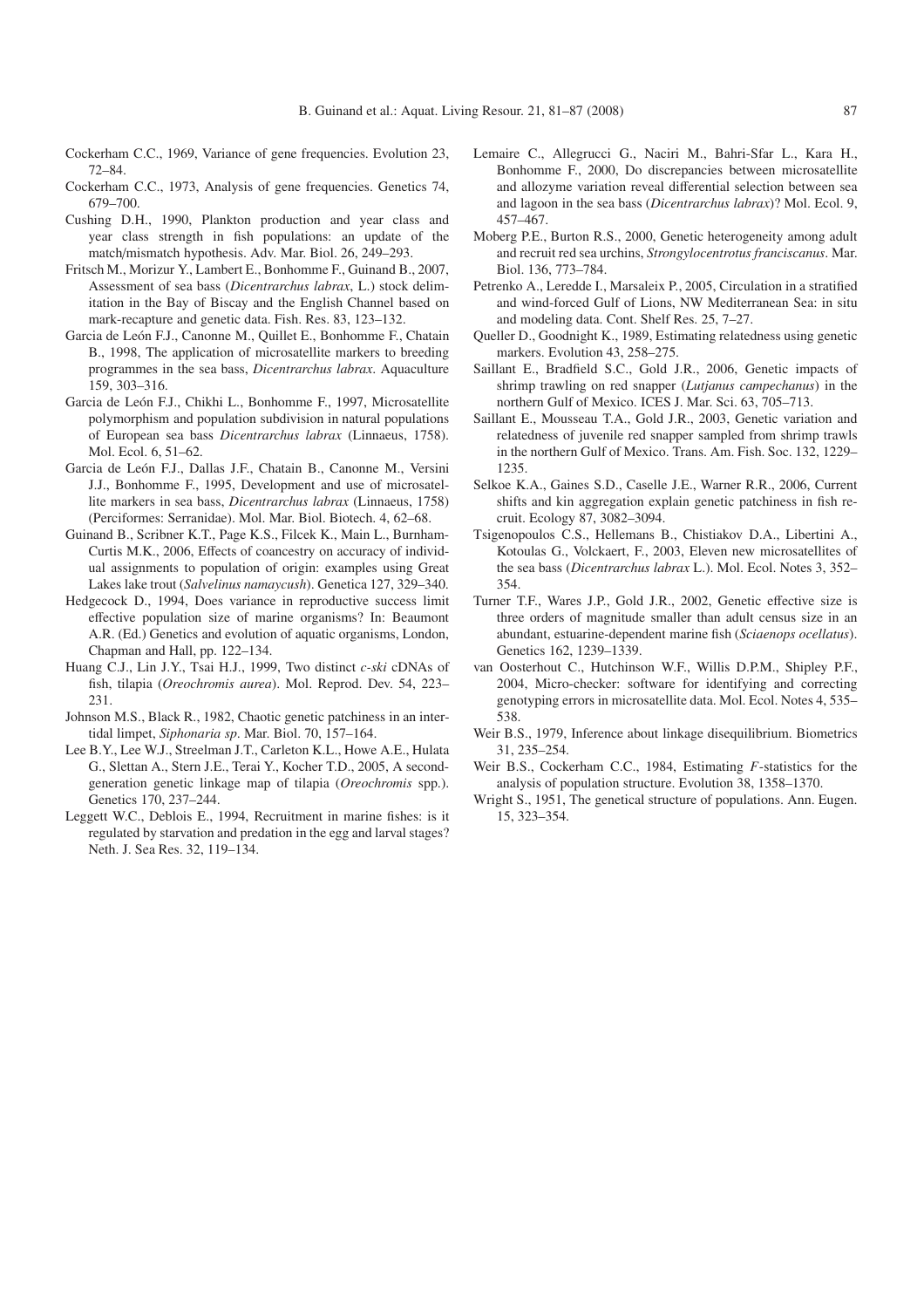Cockerham C.C., 1969, Variance of gene frequencies. Evolution 23, 72–84.

Cockerham C.C., 1973, Analysis of gene frequencies. Genetics 74, 679–700.

Cushing D.H., 1990, Plankton production and year class and year class strength in fish populations: an update of the match/mismatch hypothesis. Adv. Mar. Biol. 26, 249–293.

Fritsch M., Morizur Y., Lambert E., Bonhomme F., Guinand B., 2007, Assessment of sea bass (*Dicentrarchus labrax*, L.) stock delimitation in the Bay of Biscay and the English Channel based on mark-recapture and genetic data. Fish. Res. 83, 123–132.

Garcia de León F.J., Canonne M., Quillet E., Bonhomme F., Chatain B., 1998, The application of microsatellite markers to breeding programmes in the sea bass, *Dicentrarchus labrax*. Aquaculture 159, 303–316.

Garcia de León F.J., Chikhi L., Bonhomme F., 1997, Microsatellite polymorphism and population subdivision in natural populations of European sea bass *Dicentrarchus labrax* (Linnaeus, 1758). Mol. Ecol. 6, 51–62.

Garcia de León F.J., Dallas J.F., Chatain B., Canonne M., Versini J.J., Bonhomme F., 1995, Development and use of microsatellite markers in sea bass, *Dicentrarchus labrax* (Linnaeus, 1758) (Perciformes: Serranidae). Mol. Mar. Biol. Biotech. 4, 62–68.

Guinand B., Scribner K.T., Page K.S., Filcek K., Main L., Burnham-Curtis M.K., 2006, Effects of coancestry on accuracy of individual assignments to population of origin: examples using Great Lakes lake trout (*Salvelinus namaycush*). Genetica 127, 329–340.

Hedgecock D., 1994, Does variance in reproductive success limit effective population size of marine organisms? In: Beaumont A.R. (Ed.) Genetics and evolution of aquatic organisms, London, Chapman and Hall, pp. 122–134.

Huang C.J., Lin J.Y., Tsai H.J., 1999, Two distinct *c-ski* cDNAs of fish, tilapia (*Oreochromis aurea*). Mol. Reprod. Dev. 54, 223–231.

Johnson M.S., Black R., 1982, Chaotic genetic patchiness in an intertidal limpet, *Siphonaria sp*. Mar. Biol. 70, 157–164.

Lee B.Y., Lee W.J., Streelman J.T., Carleton K.L., Howe A.E., Hulata G., Slettan A., Stern J.E., Terai Y., Kocher T.D., 2005, A second-generation genetic linkage map of tilapia (*Oreochromis* spp.). Genetics 170, 237–244.

Leggett W.C., Deblois E., 1994, Recruitment in marine fishes: is it regulated by starvation and predation in the egg and larval stages? Neth. J. Sea Res. 32, 119–134.

Lemaire C., Allegrucci G., Naciri M., Bahri-Sfar L., Kara H., Bonhomme F., 2000, Do discrepancies between microsatellite and allozyme variation reveal differential selection between sea and lagoon in the sea bass (*Dicentrarchus labrax*)? Mol. Ecol. 9, 457–467.

Moberg P.E., Burton R.S., 2000, Genetic heterogeneity among adult and recruit red sea urchins, *Strongylocentrotus franciscanus*. Mar. Biol. 136, 773–784.

Petrenko A., Leredde I., Marsaleix P., 2005, Circulation in a stratified and wind-forced Gulf of Lions, NW Mediterranean Sea: in situ and modeling data. Cont. Shelf Res. 25, 7–27.

Queller D., Goodnight K., 1989, Estimating relatedness using genetic markers. Evolution 43, 258–275.

Saillant E., Bradfield S.C., Gold J.R., 2006, Genetic impacts of shrimp trawling on red snapper (*Lutjanus campechanus*) in the northern Gulf of Mexico. ICES J. Mar. Sci. 63, 705–713.

Saillant E., Mousseau T.A., Gold J.R., 2003, Genetic variation and relatedness of juvenile red snapper sampled from shrimp trawls in the northern Gulf of Mexico. Trans. Am. Fish. Soc. 132, 1229–1235.

Selkoe K.A., Gaines S.D., Caselle J.E., Warner R.R., 2006, Current shifts and kin aggregation explain genetic patchiness in fish recruit. Ecology 87, 3082–3094.

Tsigenopoulos C.S., Hellemans B., Chistiakov D.A., Libertini A., Kotoulas G., Volckaert, F., 2003, Eleven new microsatellites of the sea bass (*Dicentrarchus labrax* L.). Mol. Ecol. Notes 3, 352–354.

Turner T.F., Wares J.P., Gold J.R., 2002, Genetic effective size is three orders of magnitude smaller than adult census size in an abundant, estuarine-dependent marine fish (*Sciaenops ocellatus*). Genetics 162, 1239–1339.

van Oosterhout C., Hutchinson W.F., Willis D.P.M., Shipley P.F., 2004, Micro-checker: software for identifying and correcting genotyping errors in microsatellite data. Mol. Ecol. Notes 4, 535–538.

Weir B.S., 1979, Inference about linkage disequilibrium. Biometrics 31, 235–254.

Weir B.S., Cockerham C.C., 1984, Estimating *F*-statistics for the analysis of population structure. Evolution 38, 1358–1370.

Wright S., 1951, The genetical structure of populations. Ann. Eugen. 15, 323–354.